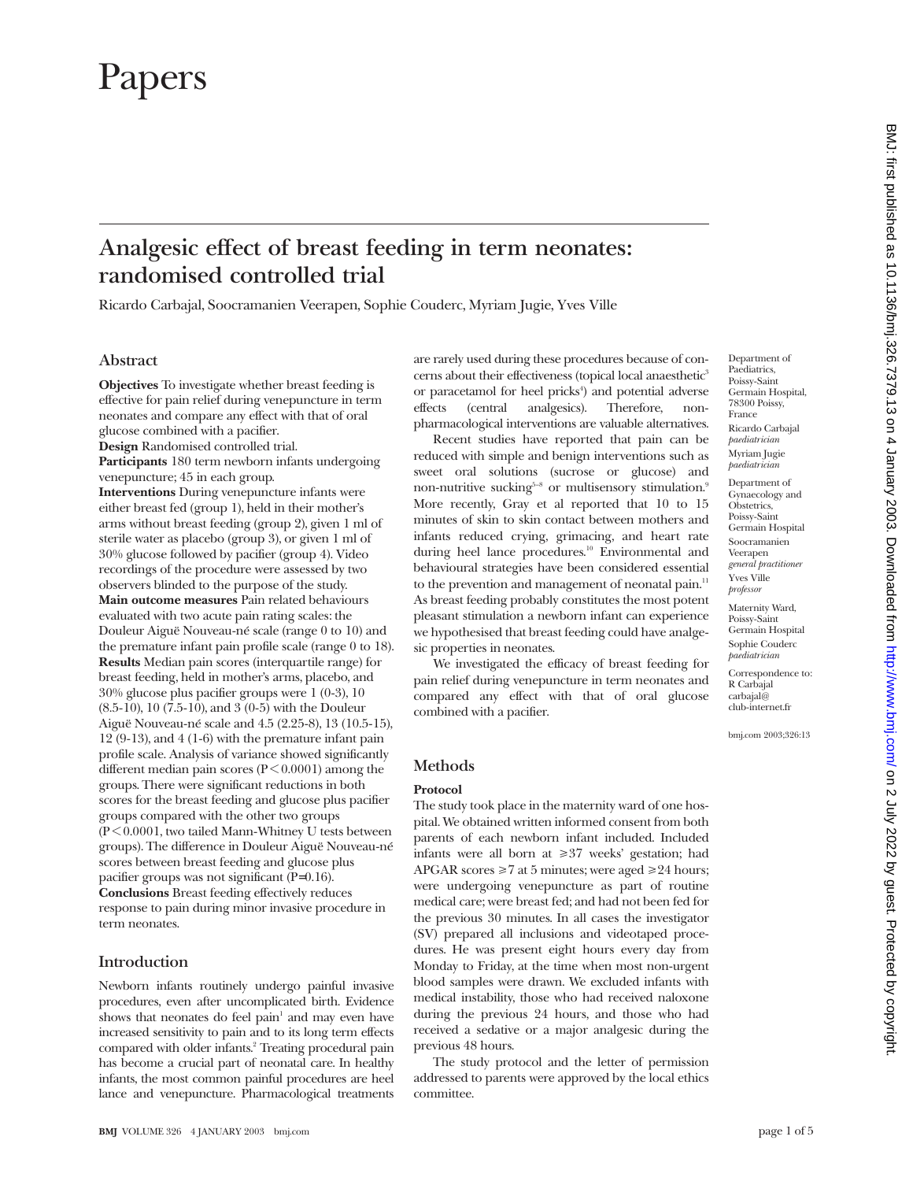# Papers

## Analgesic effect of breast feeding in term neonates: randomised controlled trial

Ricardo Carbajal, Soocramanien Veerapen, Sophie Couderc, Myriam Jugie, Yves Ville

### Abstract

**Objectives** To investigate whether breast feeding is effective for pain relief during venepuncture in term neonates and compare any effect with that of oral glucose combined with a pacifier.

**Design** Randomised controlled trial.

**Participants** 180 term newborn infants undergoing venepuncture; 45 in each group.

**Interventions** During venepuncture infants were either breast fed (group 1), held in their mother's arms without breast feeding (group 2), given 1 ml of sterile water as placebo (group 3), or given 1 ml of 30% glucose followed by pacifier (group 4). Video recordings of the procedure were assessed by two observers blinded to the purpose of the study.

**Main outcome measures** Pain related behaviours evaluated with two acute pain rating scales: the Douleur Aiguë Nouveau-né scale (range 0 to 10) and the premature infant pain profile scale (range 0 to 18).

**Results** Median pain scores (interquartile range) for breast feeding, held in mother's arms, placebo, and 30% glucose plus pacifier groups were 1 (0-3), 10 (8.5-10), 10 (7.5-10), and 3 (0-5) with the Douleur Aiguë Nouveau-né scale and 4.5 (2.25-8), 13 (10.5-15), 12 (9-13), and 4 (1-6) with the premature infant pain profile scale. Analysis of variance showed significantly different median pain scores ($P<0.0001$) among the groups. There were significant reductions in both scores for the breast feeding and glucose plus pacifier groups compared with the other two groups ($P<0.0001$, two tailed Mann-Whitney U tests between groups). The difference in Douleur Aiguë Nouveau-né scores between breast feeding and glucose plus pacifier groups was not significant ($P=0.16$).

**Conclusions** Breast feeding effectively reduces response to pain during minor invasive procedure in term neonates.

### Introduction

Newborn infants routinely undergo painful invasive procedures, even after uncomplicated birth. Evidence shows that neonates do feel pain[1] and may even have increased sensitivity to pain and to its long term effects compared with older infants.[2] Treating procedural pain has become a crucial part of neonatal care. In healthy infants, the most common painful procedures are heel lance and venepuncture. Pharmacological treatments are rarely used during these procedures because of concerns about their effectiveness (topical local anaesthetic[3] or paracetamol for heel pricks[4]) and potential adverse effects (central analgesics). Therefore, non-pharmacological interventions are valuable alternatives.

Recent studies have reported that pain can be reduced with simple and benign interventions such as sweet oral solutions (sucrose or glucose) and non-nutritive sucking[5-8] or multisensory stimulation.[9] More recently, Gray et al reported that 10 to 15 minutes of skin to skin contact between mothers and infants reduced crying, grimacing, and heart rate during heel lance procedures.[10] Environmental and behavioural strategies have been considered essential to the prevention and management of neonatal pain.[11] As breast feeding probably constitutes the most potent pleasant stimulation a newborn infant can experience we hypothesised that breast feeding could have analgesic properties in neonates.

We investigated the efficacy of breast feeding for pain relief during venepuncture in term neonates and compared any effect with that of oral glucose combined with a pacifier.

### Methods

#### Protocol

The study took place in the maternity ward of one hospital. We obtained written informed consent from both parents of each newborn infant included. Included infants were all born at ⩾37 weeks' gestation; had APGAR scores ⩾7 at 5 minutes; were aged ⩾24 hours; were undergoing venepuncture as part of routine medical care; were breast fed; and had not been fed for the previous 30 minutes. In all cases the investigator (SV) prepared all inclusions and videotaped procedures. He was present eight hours every day from Monday to Friday, at the time when most non-urgent blood samples were drawn. We excluded infants with medical instability, those who had received naloxone during the previous 24 hours, and those who had received a sedative or a major analgesic during the previous 48 hours.

The study protocol and the letter of permission addressed to parents were approved by the local ethics committee.

Department of Paediatrics, Poissy-Saint Germain Hospital, 78300 Poissy, France
Ricardo Carbajal *paediatrician*
Myriam Jugie *paediatrician*

Department of Gynaecology and Obstetrics, Poissy-Saint Germain Hospital
Soocramanien Veerapen *general practitioner*
Yves Ville *professor*

Maternity Ward, Poissy-Saint Germain Hospital
Sophie Couderc *paediatrician*

Correspondence to: R Carbajal carbajal@club-internet.fr

bmj.com 2003;326:13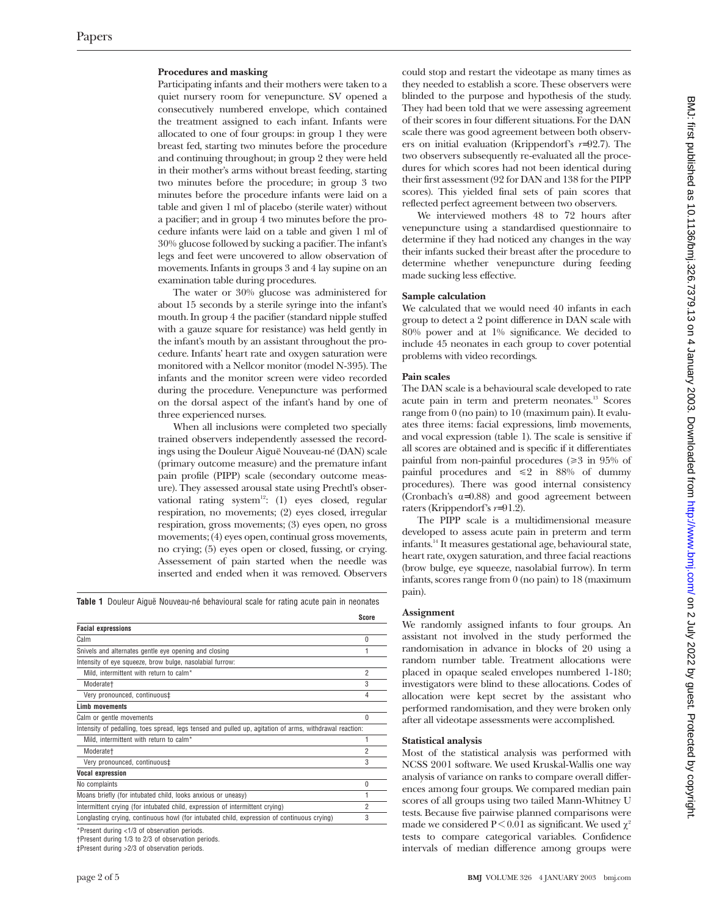### Procedures and masking

Participating infants and their mothers were taken to a quiet nursery room for venepuncture. SV opened a consecutively numbered envelope, which contained the treatment assigned to each infant. Infants were allocated to one of four groups: in group 1 they were breast fed, starting two minutes before the procedure and continuing throughout; in group 2 they were held in their mother's arms without breast feeding, starting two minutes before the procedure; in group 3 two minutes before the procedure infants were laid on a table and given 1 ml of placebo (sterile water) without a pacifier; and in group 4 two minutes before the procedure infants were laid on a table and given 1 ml of 30% glucose followed by sucking a pacifier. The infant's legs and feet were uncovered to allow observation of movements. Infants in groups 3 and 4 lay supine on an examination table during procedures.

The water or 30% glucose was administered for about 15 seconds by a sterile syringe into the infant's mouth. In group 4 the pacifier (standard nipple stuffed with a gauze square for resistance) was held gently in the infant's mouth by an assistant throughout the procedure. Infants' heart rate and oxygen saturation were monitored with a Nellcor monitor (model N-395). The infants and the monitor screen were video recorded during the procedure. Venepuncture was performed on the dorsal aspect of the infant's hand by one of three experienced nurses.

When all inclusions were completed two specially trained observers independently assessed the recordings using the Douleur Aiguë Nouveau-né (DAN) scale (primary outcome measure) and the premature infant pain profile (PIPP) scale (secondary outcome measure). They assessed arousal state using Prechtl's observational rating system[12]: (1) eyes closed, regular respiration, no movements; (2) eyes closed, irregular respiration, gross movements; (3) eyes open, no gross movements; (4) eyes open, continual gross movements, no crying; (5) eyes open or closed, fussing, or crying. Assessement of pain started when the needle was inserted and ended when it was removed. Observers could stop and restart the videotape as many times as they needed to establish a score. These observers were blinded to the purpose and hypothesis of the study. They had been told that we were assessing agreement of their scores in four different situations. For the DAN scale there was good agreement between both observers on initial evaluation (Krippendorf's $r$=92.7). The two observers subsequently re-evaluated all the procedures for which scores had not been identical during their first assessment (92 for DAN and 138 for the PIPP scores). This yielded final sets of pain scores that reflected perfect agreement between two observers.

We interviewed mothers 48 to 72 hours after venepuncture using a standardised questionnaire to determine if they had noticed any changes in the way their infants sucked their breast after the procedure to determine whether venepuncture during feeding made sucking less effective.

**Table 1** Douleur Aiguë Nouveau-né behavioural scale for rating acute pain in neonates

| | Score |
|---|---|
| **Facial expressions** | |
| Calm | 0 |
| Snivels and alternates gentle eye opening and closing | 1 |
| Intensity of eye squeeze, brow bulge, nasolabial furrow: | |
| Mild, intermittent with return to calm* | 2 |
| Moderate† | 3 |
| Very pronounced, continuous‡ | 4 |
| **Limb movements** | |
| Calm or gentle movements | 0 |
| Intensity of pedalling, toes spread, legs tensed and pulled up, agitation of arms, withdrawal reaction: | |
| Mild, intermittent with return to calm* | 1 |
| Moderate† | 2 |
| Very pronounced, continuous‡ | 3 |
| **Vocal expression** | |
| No complaints | 0 |
| Moans briefly (for intubated child, looks anxious or uneasy) | 1 |
| Intermittent crying (for intubated child, expression of intermittent crying) | 2 |
| Longlasting crying, continuous howl (for intubated child, expression of continuous crying) | 3 |

*Present during <1/3 of observation periods.
†Present during 1/3 to 2/3 of observation periods.
‡Present during >2/3 of observation periods.

### Sample calculation

We calculated that we would need 40 infants in each group to detect a 2 point difference in DAN scale with 80% power and at 1% significance. We decided to include 45 neonates in each group to cover potential problems with video recordings.

### Pain scales

The DAN scale is a behavioural scale developed to rate acute pain in term and preterm neonates.[13] Scores range from 0 (no pain) to 10 (maximum pain). It evaluates three items: facial expressions, limb movements, and vocal expression (table 1). The scale is sensitive if all scores are obtained and is specific if it differentiates painful from non-painful procedures (≥3 in 95% of painful procedures and ≤2 in 88% of dummy procedures). There was good internal consistency (Cronbach's $\alpha$=0.88) and good agreement between raters (Krippendorf's $r$=91.2).

The PIPP scale is a multidimensional measure developed to assess acute pain in preterm and term infants.[14] It measures gestational age, behavioural state, heart rate, oxygen saturation, and three facial reactions (brow bulge, eye squeeze, nasolabial furrow). In term infants, scores range from 0 (no pain) to 18 (maximum pain).

### Assignment

We randomly assigned infants to four groups. An assistant not involved in the study performed the randomisation in advance in blocks of 20 using a random number table. Treatment allocations were placed in opaque sealed envelopes numbered 1-180; investigators were blind to these allocations. Codes of allocation were kept secret by the assistant who performed randomisation, and they were broken only after all videotape assessments were accomplished.

### Statistical analysis

Most of the statistical analysis was performed with NCSS 2001 software. We used Kruskal-Wallis one way analysis of variance on ranks to compare overall differences among four groups. We compared median pain scores of all groups using two tailed Mann-Whitney U tests. Because five pairwise planned comparisons were made we considered $P < 0.01$ as significant. We used $\chi^2$ tests to compare categorical variables. Confidence intervals of median difference among groups were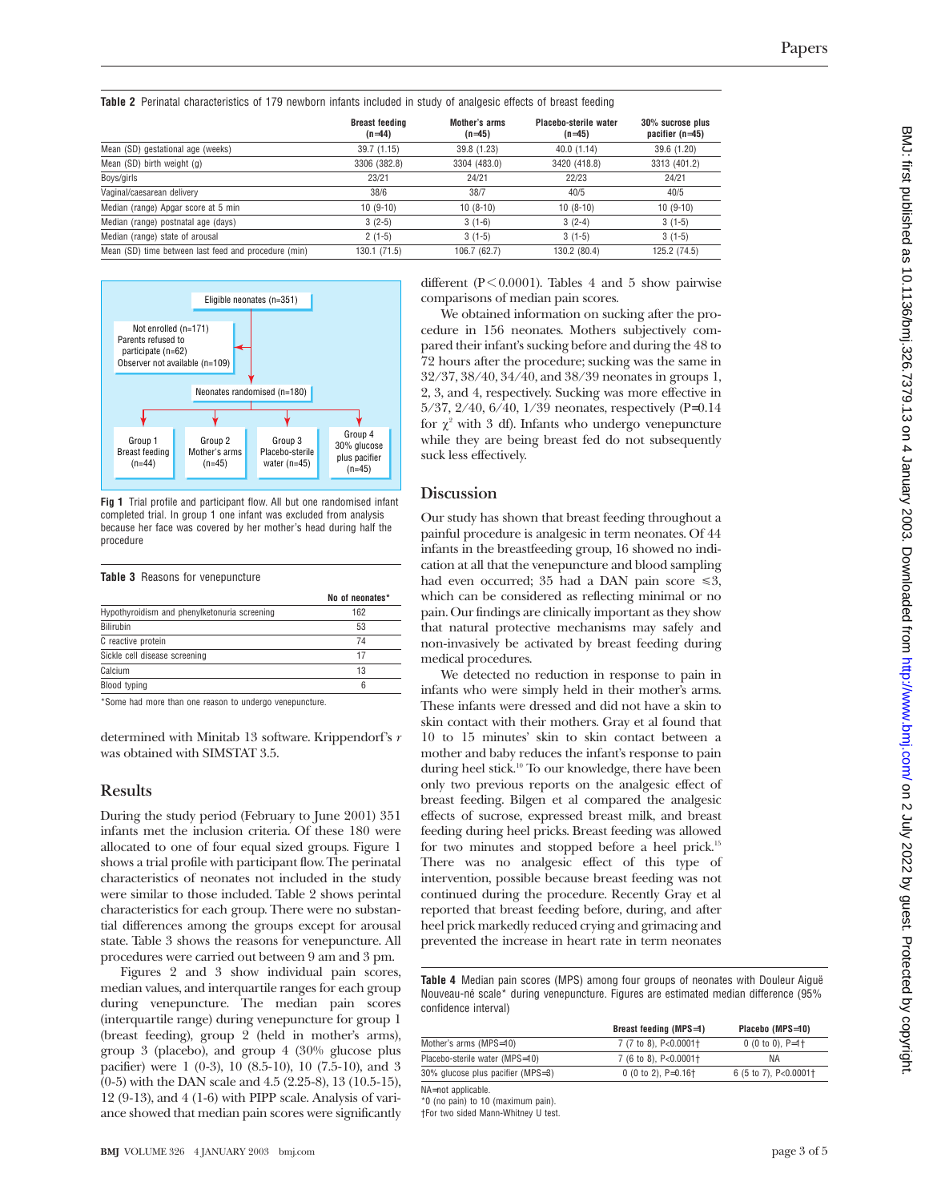**Table 2** Perinatal characteristics of 179 newborn infants included in study of analgesic effects of breast feeding

| | Breast feeding (n=44) | Mother's arms (n=45) | Placebo-sterile water (n=45) | 30% sucrose plus pacifier (n=45) |
|---|---|---|---|---|
| Mean (SD) gestational age (weeks) | 39.7 (1.15) | 39.8 (1.23) | 40.0 (1.14) | 39.6 (1.20) |
| Mean (SD) birth weight (g) | 3306 (382.8) | 3304 (483.0) | 3420 (418.8) | 3313 (401.2) |
| Boys/girls | 23/21 | 24/21 | 22/23 | 24/21 |
| Vaginal/caesarean delivery | 38/6 | 38/7 | 40/5 | 40/5 |
| Median (range) Apgar score at 5 min | 10 (9-10) | 10 (8-10) | 10 (8-10) | 10 (9-10) |
| Median (range) postnatal age (days) | 3 (2-5) | 3 (1-6) | 3 (2-4) | 3 (1-5) |
| Median (range) state of arousal | 2 (1-5) | 3 (1-5) | 3 (1-5) | 3 (1-5) |
| Mean (SD) time between last feed and procedure (min) | 130.1 (71.5) | 106.7 (62.7) | 130.2 (80.4) | 125.2 (74.5) |

Eligible neonates (n=351)

Not enrolled (n=171)
Parents refused to participate (n=62)
Observer not available (n=109)

Neonates randomised (n=180)

Group 1 Breast feeding (n=44) | Group 2 Mother's arms (n=45) | Group 3 Placebo-sterile water (n=45) | Group 4 30% glucose plus pacifier (n=45)

**Fig 1** Trial profile and participant flow. All but one randomised infant completed trial. In group 1 one infant was excluded from analysis because her face was covered by her mother's head during half the procedure

**Table 3** Reasons for venepuncture

| | No of neonates* |
|---|---|
| Hypothyroidism and phenylketonuria screening | 162 |
| Bilirubin | 53 |
| C reactive protein | 74 |
| Sickle cell disease screening | 17 |
| Calcium | 13 |
| Blood typing | 6 |

*Some had more than one reason to undergo venepuncture.

determined with Minitab 13 software. Krippendorf's *r* was obtained with SIMSTAT 3.5.

## Results

During the study period (February to June 2001) 351 infants met the inclusion criteria. Of these 180 were allocated to one of four equal sized groups. Figure 1 shows a trial profile with participant flow. The perinatal characteristics of neonates not included in the study were similar to those included. Table 2 shows perinatal characteristics for each group. There were no substantial differences among the groups except for arousal state. Table 3 shows the reasons for venepuncture. All procedures were carried out between 9 am and 3 pm.

Figures 2 and 3 show individual pain scores, median values, and interquartile ranges for each group during venepuncture. The median pain scores (interquartile range) during venepuncture for group 1 (breast feeding), group 2 (held in mother's arms), group 3 (placebo), and group 4 (30% glucose plus pacifier) were 1 (0-3), 10 (8.5-10), 10 (7.5-10), and 3 (0-5) with the DAN scale and 4.5 (2.25-8), 13 (10.5-15), 12 (9-13), and 4 (1-6) with PIPP scale. Analysis of variance showed that median pain scores were significantly different ($P < 0.0001$). Tables 4 and 5 show pairwise comparisons of median pain scores.

We obtained information on sucking after the procedure in 156 neonates. Mothers subjectively compared their infant's sucking before and during the 48 to 72 hours after the procedure; sucking was the same in 32/37, 38/40, 34/40, and 38/39 neonates in groups 1, 2, 3, and 4, respectively. Sucking was more effective in 5/37, 2/40, 6/40, 1/39 neonates, respectively ($P=0.14$ for $\chi^2$ with 3 df). Infants who undergo venepuncture while they are being breast fed do not subsequently suck less effectively.

## Discussion

Our study has shown that breast feeding throughout a painful procedure is analgesic in term neonates. Of 44 infants in the breastfeeding group, 16 showed no indication at all that the venepuncture and blood sampling had even occurred; 35 had a DAN pain score $\leq 3$, which can be considered as reflecting minimal or no pain. Our findings are clinically important as they show that natural protective mechanisms may safely and non-invasively be activated by breast feeding during medical procedures.

We detected no reduction in response to pain in infants who were simply held in their mother's arms. These infants were dressed and did not have a skin to skin contact with their mothers. Gray et al found that 10 to 15 minutes' skin to skin contact between a mother and baby reduces the infant's response to pain during heel stick.[10] To our knowledge, there have been only two previous reports on the analgesic effect of breast feeding. Bilgen et al compared the analgesic effects of sucrose, expressed breast milk, and breast feeding during heel pricks. Breast feeding was allowed for two minutes and stopped before a heel prick.[15] There was no analgesic effect of this type of intervention, possible because breast feeding was not continued during the procedure. Recently Gray et al reported that breast feeding before, during, and after heel prick markedly reduced crying and grimacing and prevented the increase in heart rate in term neonates

**Table 4** Median pain scores (MPS) among four groups of neonates with Douleur Aiguë Nouveau-né scale* during venepuncture. Figures are estimated median difference (95% confidence interval)

| | Breast feeding (MPS=1) | Placebo (MPS=10) |
|---|---|---|
| Mother's arms (MPS=10) | 7 (7 to 8), P<0.0001† | 0 (0 to 0), P=1† |
| Placebo-sterile water (MPS=10) | 7 (6 to 8), P<0.0001† | NA |
| 30% glucose plus pacifier (MPS=3) | 0 (0 to 2), P=0.16† | 6 (5 to 7), P<0.0001† |

NA=not applicable.
*0 (no pain) to 10 (maximum pain).
†For two sided Mann-Whitney U test.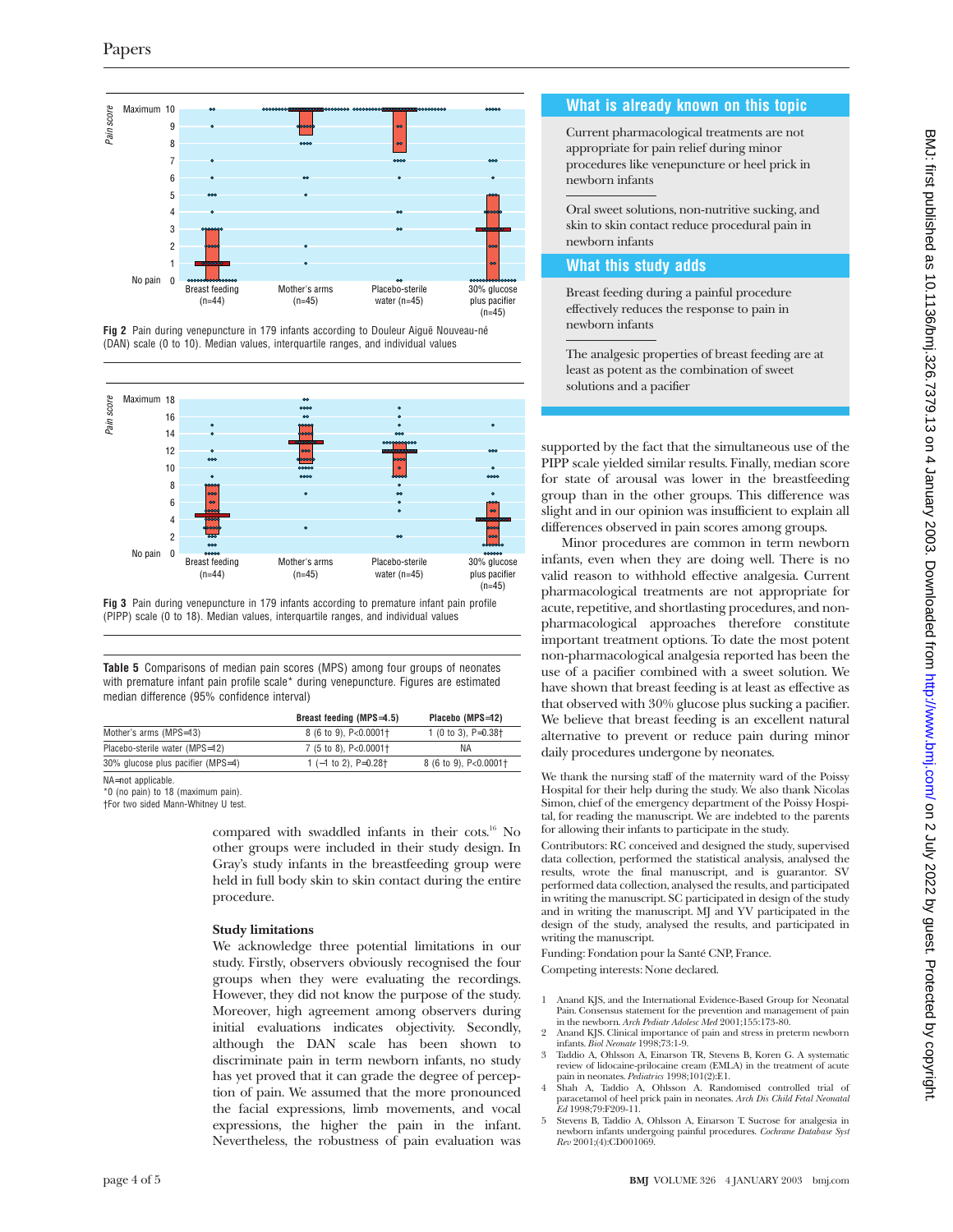Fig 2 Pain during venepuncture in 179 infants according to Douleur Aiguë Nouveau-né (DAN) scale (0 to 10). Median values, interquartile ranges, and individual values

Fig 3 Pain during venepuncture in 179 infants according to premature infant pain profile (PIPP) scale (0 to 18). Median values, interquartile ranges, and individual values

**Table 5** Comparisons of median pain scores (MPS) among four groups of neonates with premature infant pain profile scale* during venepuncture. Figures are estimated median difference (95% confidence interval)

| | Breast feeding (MPS=4.5) | Placebo (MPS=12) |
|---|---|---|
| Mother's arms (MPS=13) | 8 (6 to 9), P<0.0001† | 1 (0 to 3), P=0.38† |
| Placebo-sterile water (MPS=12) | 7 (5 to 8), P<0.0001† | NA |
| 30% glucose plus pacifier (MPS=4) | 1 (−1 to 2), P=0.28† | 8 (6 to 9), P<0.0001† |

NA=not applicable.

*0 (no pain) to 18 (maximum pain).

†For two sided Mann-Whitney U test.

compared with swaddled infants in their cots.[16] No other groups were included in their study design. In Gray's study infants in the breastfeeding group were held in full body skin to skin contact during the entire procedure.

### Study limitations

We acknowledge three potential limitations in our study. Firstly, observers obviously recognised the four groups when they were evaluating the recordings. However, they did not know the purpose of the study. Moreover, high agreement among observers during initial evaluations indicates objectivity. Secondly, although the DAN scale has been shown to discriminate pain in term newborn infants, no study has yet proved that it can grade the degree of perception of pain. We assumed that the more pronounced the facial expressions, limb movements, and vocal expressions, the higher the pain in the infant. Nevertheless, the robustness of pain evaluation was supported by the fact that the simultaneous use of the PIPP scale yielded similar results. Finally, median score for state of arousal was lower in the breastfeeding group than in the other groups. This difference was slight and in our opinion was insufficient to explain all differences observed in pain scores among groups.

Minor procedures are common in term newborn infants, even when they are doing well. There is no valid reason to withhold effective analgesia. Current pharmacological treatments are not appropriate for acute, repetitive, and shortlasting procedures, and non-pharmacological approaches therefore constitute important treatment options. To date the most potent non-pharmacological analgesia reported has been the use of a pacifier combined with a sweet solution. We have shown that breast feeding is at least as effective as that observed with 30% glucose plus sucking a pacifier. We believe that breast feeding is an excellent natural alternative to prevent or reduce pain during minor daily procedures undergone by neonates.

## What is already known on this topic

Current pharmacological treatments are not appropriate for pain relief during minor procedures like venepuncture or heel prick in newborn infants

Oral sweet solutions, non-nutritive sucking, and skin to skin contact reduce procedural pain in newborn infants

## What this study adds

Breast feeding during a painful procedure effectively reduces the response to pain in newborn infants

The analgesic properties of breast feeding are at least as potent as the combination of sweet solutions and a pacifier

We thank the nursing staff of the maternity ward of the Poissy Hospital for their help during the study. We also thank Nicolas Simon, chief of the emergency department of the Poissy Hospital, for reading the manuscript. We are indebted to the parents for allowing their infants to participate in the study.

Contributors: RC conceived and designed the study, supervised data collection, performed the statistical analysis, analysed the results, wrote the final manuscript, and is guarantor. SV performed data collection, analysed the results, and participated in writing the manuscript. SC participated in design of the study and in writing the manuscript. MJ and YV participated in the design of the study, analysed the results, and participated in writing the manuscript.

Funding: Fondation pour la Santé CNP, France.

Competing interests: None declared.

1. Anand KJS, and the International Evidence-Based Group for Neonatal Pain. Consensus statement for the prevention and management of pain in the newborn. *Arch Pediatr Adolesc Med* 2001;155:173-80.
2. Anand KJS. Clinical importance of pain and stress in preterm newborn infants. *Biol Neonate* 1998;73:1-9.
3. Taddio A, Ohlsson A, Einarson TR, Stevens B, Koren G. A systematic review of lidocaine-prilocaine cream (EMLA) in the treatment of acute pain in neonates. *Pediatrics* 1998;101(2):E1.
4. Shah A, Taddio A, Ohlsson A. Randomised controlled trial of paracetamol of heel prick pain in neonates. *Arch Dis Child Fetal Neonatal Ed* 1998;79:F209-11.
5. Stevens B, Taddio A, Ohlsson A, Einarson T. Sucrose for analgesia in newborn infants undergoing painful procedures. *Cochrane Database Syst Rev* 2001;(4):CD001069.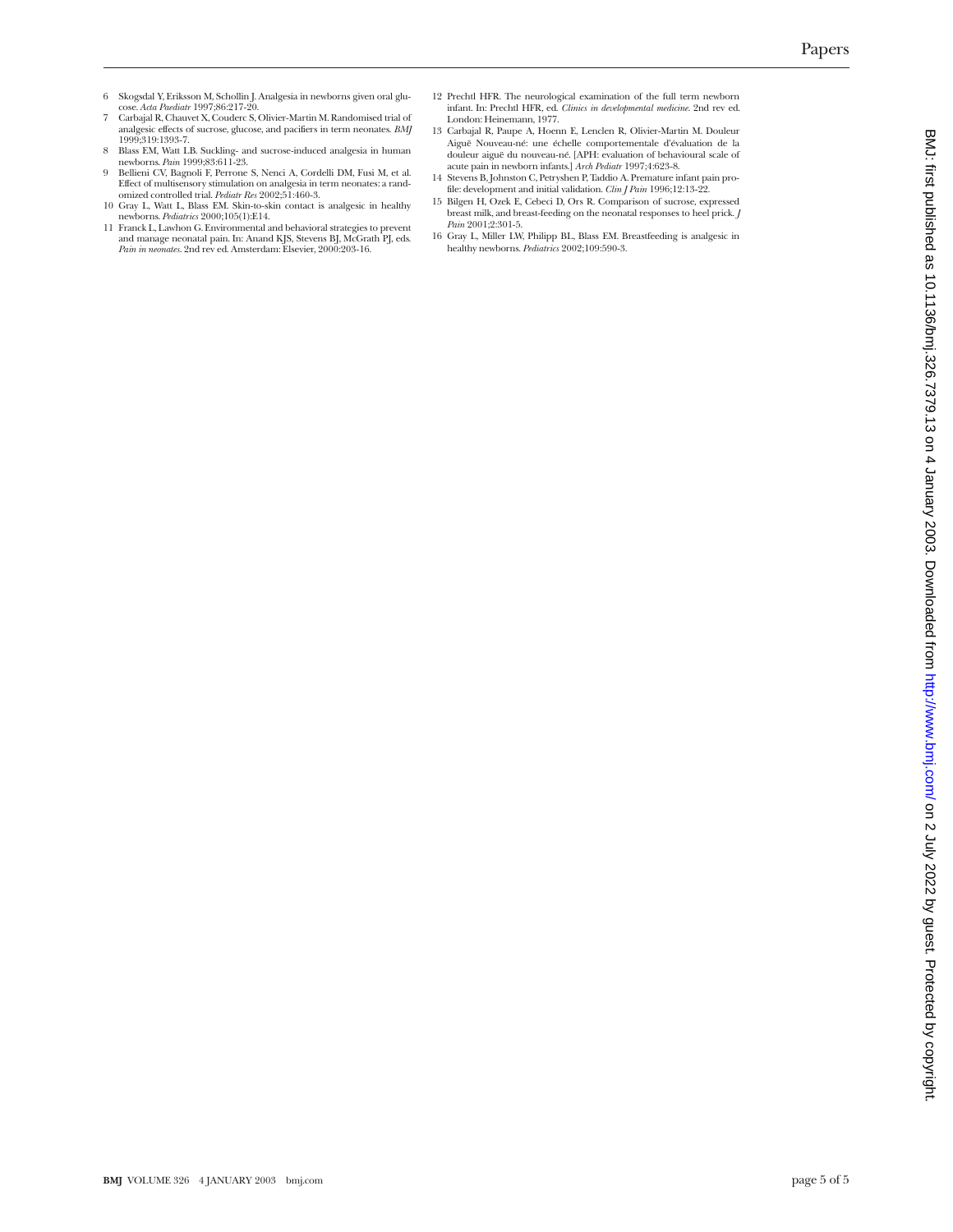6 Skogsdal Y, Eriksson M, Schollin J. Analgesia in newborns given oral glucose. *Acta Paediatr* 1997;86:217-20.

7 Carbajal R, Chauvet X, Couderc S, Olivier-Martin M. Randomised trial of analgesic effects of sucrose, glucose, and pacifiers in term neonates. *BMJ* 1999;319:1393-7.

8 Blass EM, Watt LB. Suckling- and sucrose-induced analgesia in human newborns. *Pain* 1999;83:611-23.

9 Bellieni CV, Bagnoli F, Perrone S, Nenci A, Cordelli DM, Fusi M, et al. Effect of multisensory stimulation on analgesia in term neonates: a randomized controlled trial. *Pediatr Res* 2002;51:460-3.

10 Gray L, Watt L, Blass EM. Skin-to-skin contact is analgesic in healthy newborns. *Pediatrics* 2000;105(1):E14.

11 Franck L, Lawhon G. Environmental and behavioral strategies to prevent and manage neonatal pain. In: Anand KJS, Stevens BJ, McGrath PJ, eds. *Pain in neonates*. 2nd rev ed. Amsterdam: Elsevier, 2000:203-16.

12 Prechtl HFR. The neurological examination of the full term newborn infant. In: Prechtl HFR, ed. *Clinics in developmental medicine*. 2nd rev ed. London: Heinemann, 1977.

13 Carbajal R, Paupe A, Hoenn E, Lenclen R, Olivier-Martin M. Douleur Aiguë Nouveau-né: une échelle comportementale d'évaluation de la douleur aiguë du nouveau-né. [APH: evaluation of behavioural scale of acute pain in newborn infants.] *Arch Pediatr* 1997;4:623-8.

14 Stevens B, Johnston C, Petryshen P, Taddio A. Premature infant pain profile: development and initial validation. *Clin J Pain* 1996;12:13-22.

15 Bilgen H, Ozek E, Cebeci D, Ors R. Comparison of sucrose, expressed breast milk, and breast-feeding on the neonatal responses to heel prick. *J Pain* 2001;2:301-5.

16 Gray L, Miller LW, Philipp BL, Blass EM. Breastfeeding is analgesic in healthy newborns. *Pediatrics* 2002;109:590-3.